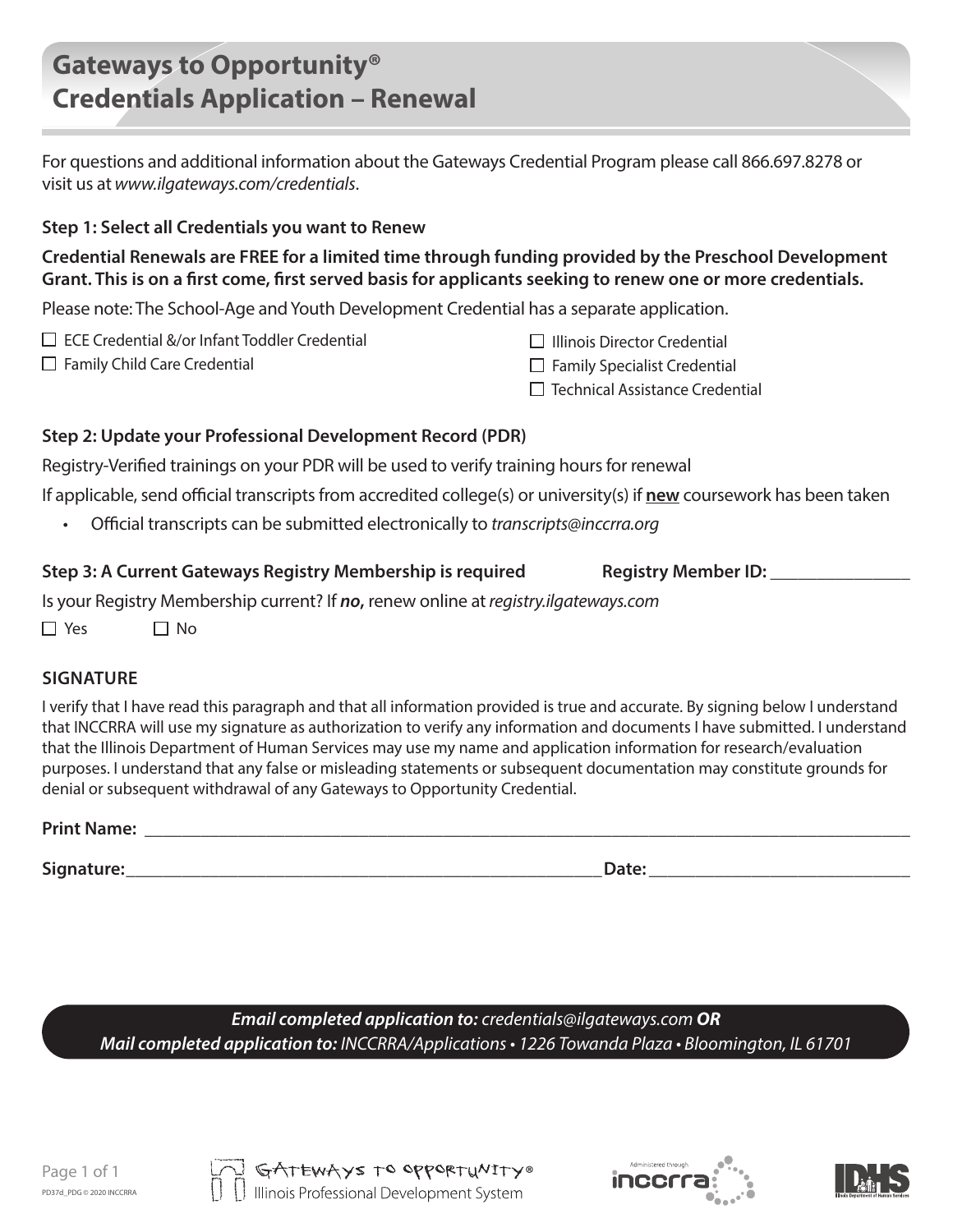# Gateways to Opportunity®
# Credentials Application – Renewal

For questions and additional information about the Gateways Credential Program please call 866.697.8278 or visit us at *www.ilgateways.com/credentials*.

### Step 1: Select all Credentials you want to Renew

**Credential Renewals are FREE for a limited time through funding provided by the Preschool Development Grant. This is on a first come, first served basis for applicants seeking to renew one or more credentials.**

Please note: The School-Age and Youth Development Credential has a separate application.

- ☐ ECE Credential &/or Infant Toddler Credential
- ☐ Family Child Care Credential
- ☐ Illinois Director Credential
- ☐ Family Specialist Credential
- ☐ Technical Assistance Credential

### Step 2: Update your Professional Development Record (PDR)

Registry-Verified trainings on your PDR will be used to verify training hours for renewal

If applicable, send official transcripts from accredited college(s) or university(s) if **new** coursework has been taken

- Official transcripts can be submitted electronically to *transcripts@inccrra.org*

### Step 3: A Current Gateways Registry Membership is required

**Registry Member ID:** _______________

Is your Registry Membership current? If ***no***, renew online at *registry.ilgateways.com*

☐ Yes ☐ No

### SIGNATURE

I verify that I have read this paragraph and that all information provided is true and accurate. By signing below I understand that INCCRRA will use my signature as authorization to verify any information and documents I have submitted. I understand that the Illinois Department of Human Services may use my name and application information for research/evaluation purposes. I understand that any false or misleading statements or subsequent documentation may constitute grounds for denial or subsequent withdrawal of any Gateways to Opportunity Credential.

**Print Name:** ______________________________________________

**Signature:** ______________________________ **Date:** ______________________

***Email completed application to:*** *credentials@ilgateways.com* ***OR***
***Mail completed application to:*** *INCCRRA/Applications • 1226 Towanda Plaza • Bloomington, IL 61701*

PD37d_PDG © 2020 INCCRRA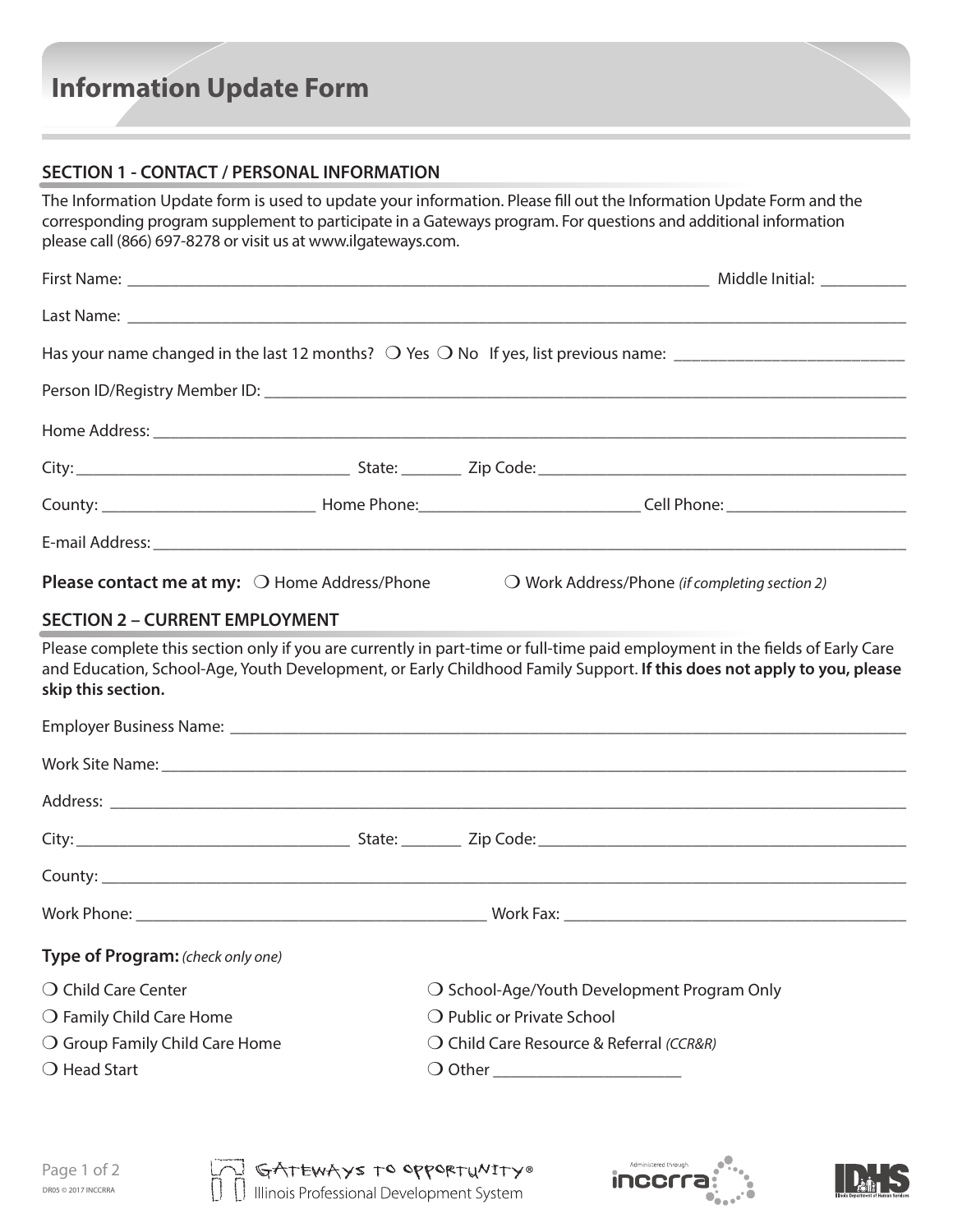# Information Update Form

## SECTION 1 - CONTACT / PERSONAL INFORMATION

The Information Update form is used to update your information. Please fill out the Information Update Form and the corresponding program supplement to participate in a Gateways program. For questions and additional information please call (866) 697-8278 or visit us at www.ilgateways.com.

First Name: ______________________________ Middle Initial: __________

Last Name: ______________________________

Has your name changed in the last 12 months? ❍ Yes ❍ No If yes, list previous name: ______________________________

Person ID/Registry Member ID: ______________________________

Home Address: ______________________________

City: ______________________________ State: _______ Zip Code: ______________________________

County: ______________________________ Home Phone: ______________________________ Cell Phone: ______________________________

E-mail Address: ______________________________

**Please contact me at my:** ❍ Home Address/Phone ❍ Work Address/Phone *(if completing section 2)*

## SECTION 2 – CURRENT EMPLOYMENT

Please complete this section only if you are currently in part-time or full-time paid employment in the fields of Early Care and Education, School-Age, Youth Development, or Early Childhood Family Support. **If this does not apply to you, please skip this section.**

Employer Business Name: ______________________________

Work Site Name: ______________________________

Address: ______________________________

City: ______________________________ State: _______ Zip Code: ______________________________

County: ______________________________

Work Phone: ______________________________ Work Fax: ______________________________

**Type of Program:** *(check only one)*

❍ Child Care Center

❍ Family Child Care Home

❍ Group Family Child Care Home

❍ Head Start

❍ School-Age/Youth Development Program Only

❍ Public or Private School

❍ Child Care Resource & Referral *(CCR&R)*

❍ Other ______________________

DR05 © 2017 INCCRRA

Gateways to Opportunity® Illinois Professional Development System

Administered through inccrra

IDHS Illinois Department of Human Services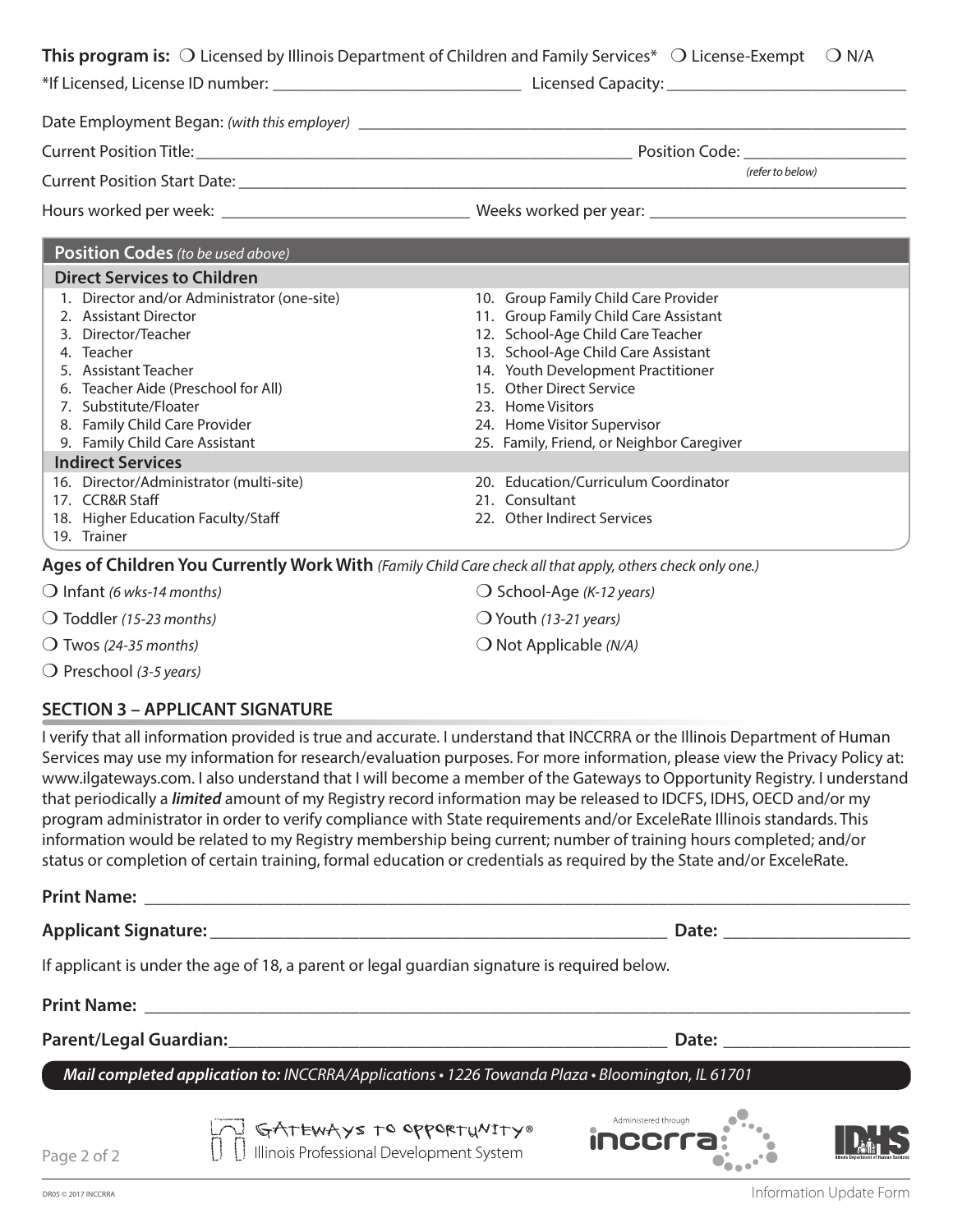**This program is:** ❍ Licensed by Illinois Department of Children and Family Services* ❍ License-Exempt ❍ N/A

*If Licensed, License ID number: ______________________________ Licensed Capacity: ______________________________

Date Employment Began: *(with this employer)* ______________________________________________________________

Current Position Title: ______________________________________________________ Position Code: __________________ *(refer to below)*

Current Position Start Date: ______________________________________________________________

Hours worked per week: ______________________________ Weeks worked per year: ______________________________

## Position Codes *(to be used above)*

### Direct Services to Children

1. Director and/or Administrator (one-site)
2. Assistant Director
3. Director/Teacher
4. Teacher
5. Assistant Teacher
6. Teacher Aide (Preschool for All)
7. Substitute/Floater
8. Family Child Care Provider
9. Family Child Care Assistant
10. Group Family Child Care Provider
11. Group Family Child Care Assistant
12. School-Age Child Care Teacher
13. School-Age Child Care Assistant
14. Youth Development Practitioner
15. Other Direct Service
23. Home Visitors
24. Home Visitor Supervisor
25. Family, Friend, or Neighbor Caregiver

### Indirect Services

16. Director/Administrator (multi-site)
17. CCR&R Staff
18. Higher Education Faculty/Staff
19. Trainer
20. Education/Curriculum Coordinator
21. Consultant
22. Other Indirect Services

**Ages of Children You Currently Work With** *(Family Child Care check all that apply, others check only one.)*

❍ Infant *(6 wks-14 months)*

❍ Toddler *(15-23 months)*

❍ Twos *(24-35 months)*

❍ Preschool *(3-5 years)*

❍ School-Age *(K-12 years)*

❍ Youth *(13-21 years)*

❍ Not Applicable *(N/A)*

## SECTION 3 – APPLICANT SIGNATURE

I verify that all information provided is true and accurate. I understand that INCCRRA or the Illinois Department of Human Services may use my information for research/evaluation purposes. For more information, please view the Privacy Policy at: www.ilgateways.com. I also understand that I will become a member of the Gateways to Opportunity Registry. I understand that periodically a ***limited*** amount of my Registry record information may be released to IDCFS, IDHS, OECD and/or my program administrator in order to verify compliance with State requirements and/or ExceleRate Illinois standards. This information would be related to my Registry membership being current; number of training hours completed; and/or status or completion of certain training, formal education or credentials as required by the State and/or ExceleRate.

**Print Name:** ______________________________________________________________

**Applicant Signature:** ______________________________________________________ **Date:** ____________________

If applicant is under the age of 18, a parent or legal guardian signature is required below.

**Print Name:** ______________________________________________________________

**Parent/Legal Guardian:** ____________________________________________________ **Date:** ____________________

***Mail completed application to:*** *INCCRRA/Applications • 1226 Towanda Plaza • Bloomington, IL 61701*

GATEWAYS TO OPPORTUNITY® Illinois Professional Development System

Administered through inccrra

IDHS Illinois Department of Human Services

DR05 © 2017 INCCRRA

Information Update Form